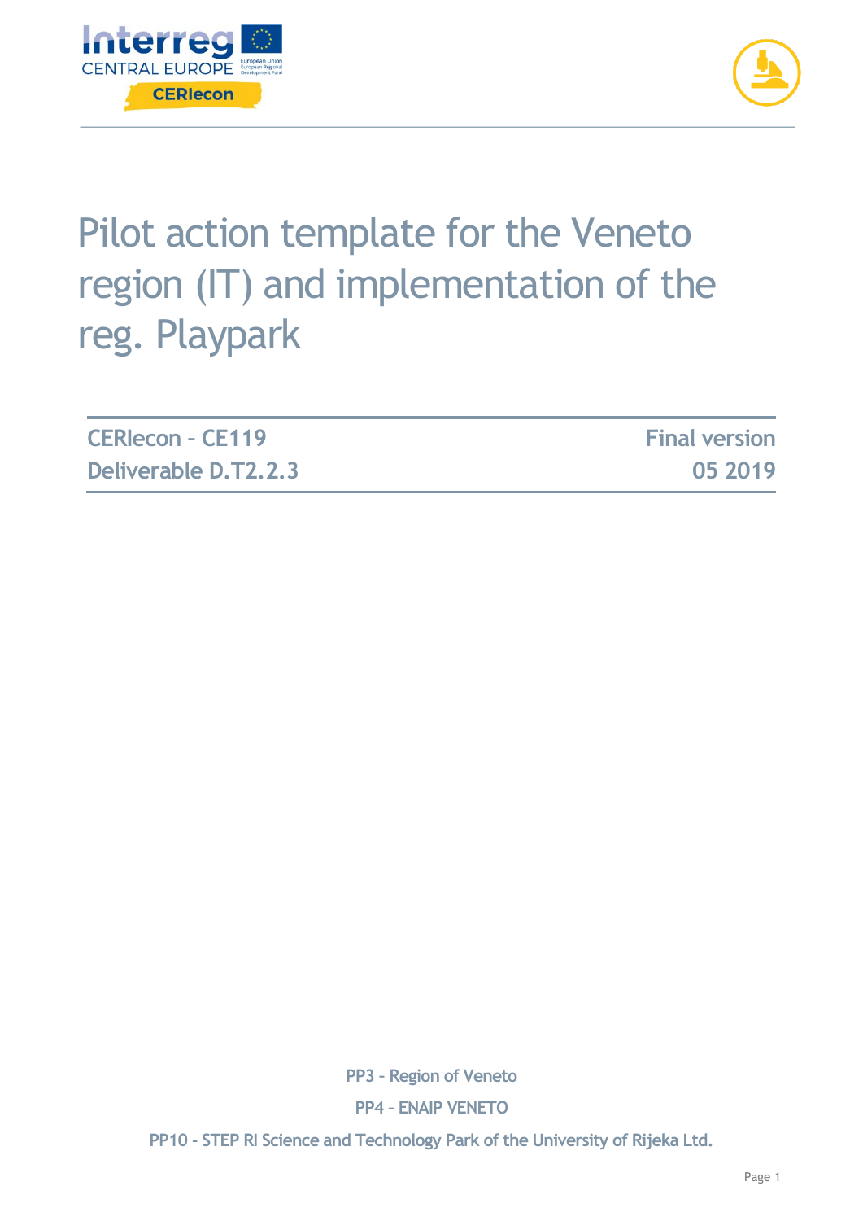# Pilot action template for the Veneto region (IT) and implementation of the reg. Playpark

| CERIecon - CE119 | Final version |
|---|---|
| Deliverable D.T2.2.3 | 05 2019 |

PP3 – Region of Veneto

PP4 – ENAIP VENETO

PP10 - STEP RI Science and Technology Park of the University of Rijeka Ltd.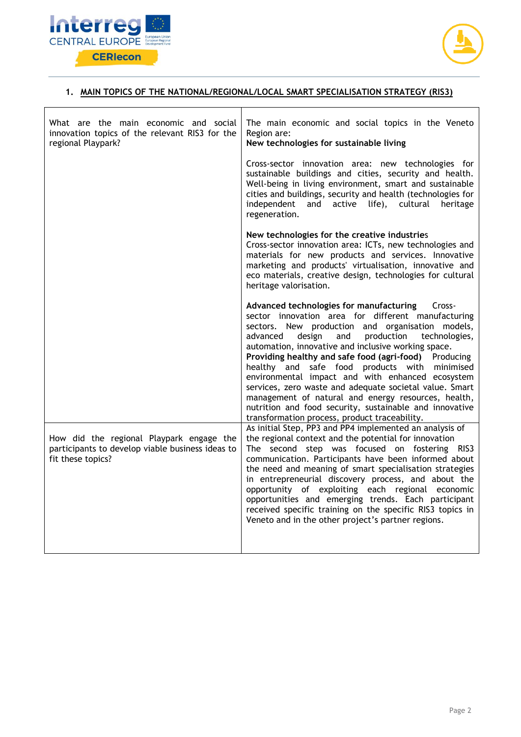## 1. MAIN TOPICS OF THE NATIONAL/REGIONAL/LOCAL SMART SPECIALISATION STRATEGY (RIS3)

| | |
|---|---|
| What are the main economic and social innovation topics of the relevant RIS3 for the regional Playpark? | The main economic and social topics in the Veneto Region are:<br>**New technologies for sustainable living**<br><br>Cross-sector innovation area: new technologies for sustainable buildings and cities, security and health. Well-being in living environment, smart and sustainable cities and buildings, security and health (technologies for independent and active life), cultural heritage regeneration.<br><br>**New technologies for the creative industries**<br>Cross-sector innovation area: ICTs, new technologies and materials for new products and services. Innovative marketing and products' virtualisation, innovative and eco materials, creative design, technologies for cultural heritage valorisation.<br><br>**Advanced technologies for manufacturing** Cross-sector innovation area for different manufacturing sectors. New production and organisation models, advanced design and production technologies, automation, innovative and inclusive working space.<br>**Providing healthy and safe food (agri-food)** Producing healthy and safe food products with minimised environmental impact and with enhanced ecosystem services, zero waste and adequate societal value. Smart management of natural and energy resources, health, nutrition and food security, sustainable and innovative transformation process, product traceability. |
| How did the regional Playpark engage the participants to develop viable business ideas to fit these topics? | As initial Step, PP3 and PP4 implemented an analysis of the regional context and the potential for innovation<br>The second step was focused on fostering RIS3 communication. Participants have been informed about the need and meaning of smart specialisation strategies in entrepreneurial discovery process, and about the opportunity of exploiting each regional economic opportunities and emerging trends. Each participant received specific training on the specific RIS3 topics in Veneto and in the other project's partner regions. |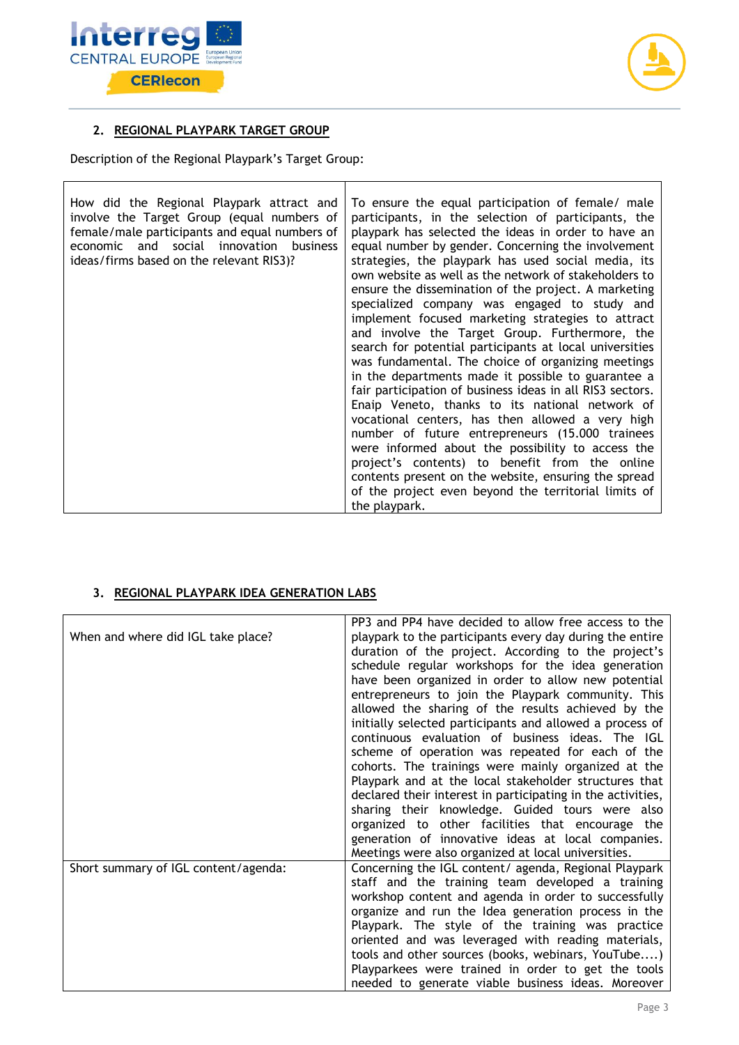## 2. REGIONAL PLAYPARK TARGET GROUP

Description of the Regional Playpark's Target Group:

| | |
|---|---|
| How did the Regional Playpark attract and involve the Target Group (equal numbers of female/male participants and equal numbers of economic and social innovation business ideas/firms based on the relevant RIS3)? | To ensure the equal participation of female/ male participants, in the selection of participants, the playpark has selected the ideas in order to have an equal number by gender. Concerning the involvement strategies, the playpark has used social media, its own website as well as the network of stakeholders to ensure the dissemination of the project. A marketing specialized company was engaged to study and implement focused marketing strategies to attract and involve the Target Group. Furthermore, the search for potential participants at local universities was fundamental. The choice of organizing meetings in the departments made it possible to guarantee a fair participation of business ideas in all RIS3 sectors. Enaip Veneto, thanks to its national network of vocational centers, has then allowed a very high number of future entrepreneurs (15.000 trainees were informed about the possibility to access the project's contents) to benefit from the online contents present on the website, ensuring the spread of the project even beyond the territorial limits of the playpark. |

## 3. REGIONAL PLAYPARK IDEA GENERATION LABS

| | |
|---|---|
| When and where did IGL take place? | PP3 and PP4 have decided to allow free access to the playpark to the participants every day during the entire duration of the project. According to the project's schedule regular workshops for the idea generation have been organized in order to allow new potential entrepreneurs to join the Playpark community. This allowed the sharing of the results achieved by the initially selected participants and allowed a process of continuous evaluation of business ideas. The IGL scheme of operation was repeated for each of the cohorts. The trainings were mainly organized at the Playpark and at the local stakeholder structures that declared their interest in participating in the activities, sharing their knowledge. Guided tours were also organized to other facilities that encourage the generation of innovative ideas at local companies. Meetings were also organized at local universities. |
| Short summary of IGL content/agenda: | Concerning the IGL content/ agenda, Regional Playpark staff and the training team developed a training workshop content and agenda in order to successfully organize and run the Idea generation process in the Playpark. The style of the training was practice oriented and was leveraged with reading materials, tools and other sources (books, webinars, YouTube....) Playparkees were trained in order to get the tools needed to generate viable business ideas. Moreover |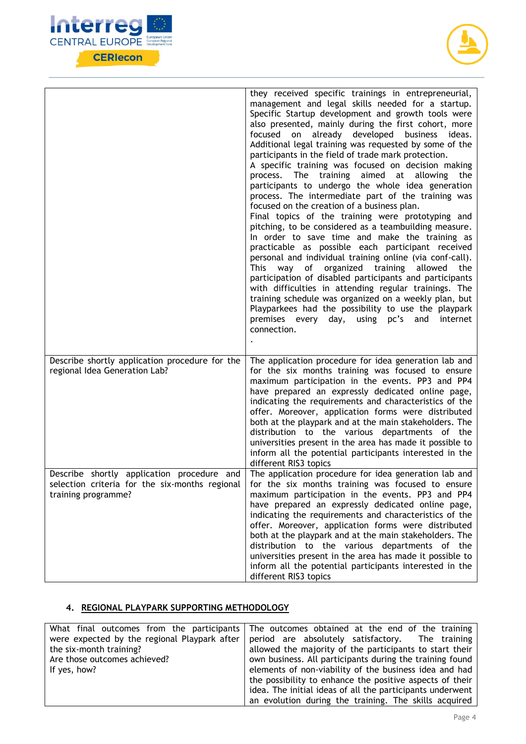| | |
|---|---|
| | they received specific trainings in entrepreneurial, management and legal skills needed for a startup. Specific Startup development and growth tools were also presented, mainly during the first cohort, more focused on already developed business ideas. Additional legal training was requested by some of the participants in the field of trade mark protection.<br>A specific training was focused on decision making process. The training aimed at allowing the participants to undergo the whole idea generation process. The intermediate part of the training was focused on the creation of a business plan.<br>Final topics of the training were prototyping and pitching, to be considered as a teambuilding measure. In order to save time and make the training as practicable as possible each participant received personal and individual training online (via conf-call). This way of organized training allowed the participation of disabled participants and participants with difficulties in attending regular trainings. The training schedule was organized on a weekly plan, but Playparkees had the possibility to use the playpark premises every day, using pc's and internet connection.<br>. |
| Describe shortly application procedure for the regional Idea Generation Lab? | The application procedure for idea generation lab and for the six months training was focused to ensure maximum participation in the events. PP3 and PP4 have prepared an expressly dedicated online page, indicating the requirements and characteristics of the offer. Moreover, application forms were distributed both at the playpark and at the main stakeholders. The distribution to the various departments of the universities present in the area has made it possible to inform all the potential participants interested in the different RIS3 topics |
| Describe shortly application procedure and selection criteria for the six-months regional training programme? | The application procedure for idea generation lab and for the six months training was focused to ensure maximum participation in the events. PP3 and PP4 have prepared an expressly dedicated online page, indicating the requirements and characteristics of the offer. Moreover, application forms were distributed both at the playpark and at the main stakeholders. The distribution to the various departments of the universities present in the area has made it possible to inform all the potential participants interested in the different RIS3 topics |

## 4. REGIONAL PLAYPARK SUPPORTING METHODOLOGY

| | |
|---|---|
| What final outcomes from the participants were expected by the regional Playpark after the six-month training?<br>Are those outcomes achieved?<br>If yes, how? | The outcomes obtained at the end of the training period are absolutely satisfactory. The training allowed the majority of the participants to start their own business. All participants during the training found elements of non-viability of the business idea and had the possibility to enhance the positive aspects of their idea. The initial ideas of all the participants underwent an evolution during the training. The skills acquired |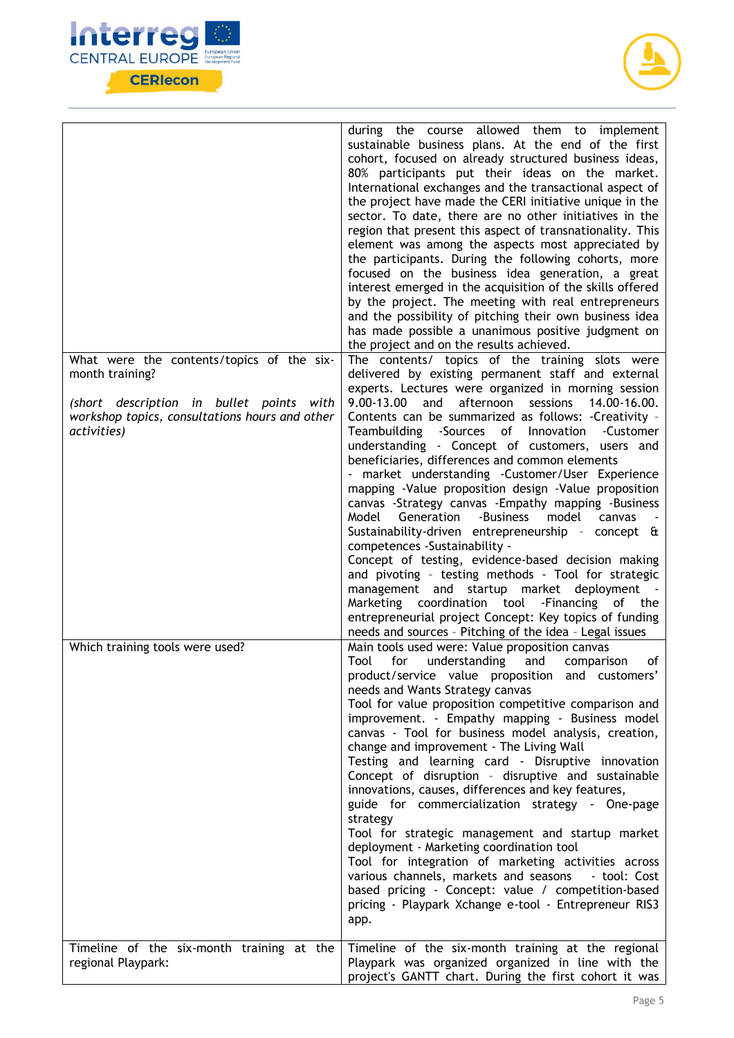| | |
|---|---|
| | during the course allowed them to implement sustainable business plans. At the end of the first cohort, focused on already structured business ideas, 80% participants put their ideas on the market. International exchanges and the transactional aspect of the project have made the CERI initiative unique in the sector. To date, there are no other initiatives in the region that present this aspect of transnationality. This element was among the aspects most appreciated by the participants. During the following cohorts, more focused on the business idea generation, a great interest emerged in the acquisition of the skills offered by the project. The meeting with real entrepreneurs and the possibility of pitching their own business idea has made possible a unanimous positive judgment on the project and on the results achieved. |
| What were the contents/topics of the six-month training?<br><br>*(short description in bullet points with workshop topics, consultations hours and other activities)* | The contents/ topics of the training slots were delivered by existing permanent staff and external experts. Lectures were organized in morning session 9.00-13.00 and afternoon sessions 14.00-16.00. Contents can be summarized as follows: -Creativity - Teambuilding -Sources of Innovation -Customer understanding - Concept of customers, users and beneficiaries, differences and common elements<br>- market understanding -Customer/User Experience mapping -Value proposition design -Value proposition canvas -Strategy canvas -Empathy mapping -Business Model Generation -Business model canvas - Sustainability-driven entrepreneurship - concept & competences -Sustainability -<br>Concept of testing, evidence-based decision making and pivoting - testing methods - Tool for strategic management and startup market deployment - Marketing coordination tool -Financing of the entrepreneurial project Concept: Key topics of funding needs and sources - Pitching of the idea - Legal issues |
| Which training tools were used? | Main tools used were: Value proposition canvas<br>Tool for understanding and comparison of product/service value proposition and customers' needs and Wants Strategy canvas<br>Tool for value proposition competitive comparison and improvement. - Empathy mapping - Business model canvas - Tool for business model analysis, creation, change and improvement - The Living Wall<br>Testing and learning card - Disruptive innovation Concept of disruption - disruptive and sustainable innovations, causes, differences and key features,<br>guide for commercialization strategy - One-page strategy<br>Tool for strategic management and startup market deployment - Marketing coordination tool<br>Tool for integration of marketing activities across various channels, markets and seasons - tool: Cost based pricing - Concept: value / competition-based pricing - Playpark Xchange e-tool - Entrepreneur RIS3 app. |
| Timeline of the six-month training at the regional Playpark: | Timeline of the six-month training at the regional Playpark was organized organized in line with the project's GANTT chart. During the first cohort it was |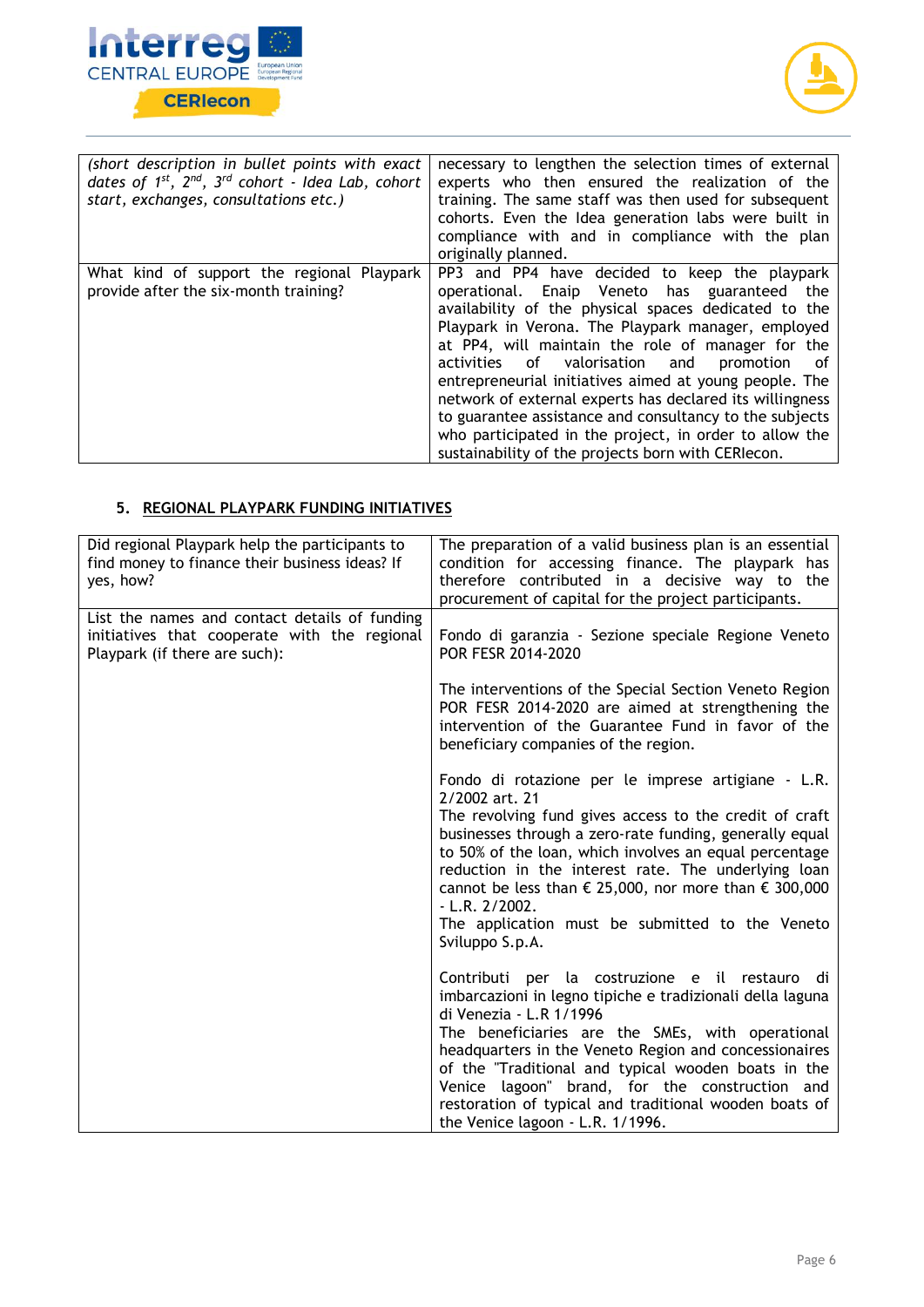| | |
|---|---|
| *(short description in bullet points with exact dates of 1st, 2nd, 3rd cohort - Idea Lab, cohort start, exchanges, consultations etc.)* | necessary to lengthen the selection times of external experts who then ensured the realization of the training. The same staff was then used for subsequent cohorts. Even the Idea generation labs were built in compliance with and in compliance with the plan originally planned. |
| What kind of support the regional Playpark provide after the six-month training? | PP3 and PP4 have decided to keep the playpark operational. Enaip Veneto has guaranteed the availability of the physical spaces dedicated to the Playpark in Verona. The Playpark manager, employed at PP4, will maintain the role of manager for the activities of valorisation and promotion of entrepreneurial initiatives aimed at young people. The network of external experts has declared its willingness to guarantee assistance and consultancy to the subjects who participated in the project, in order to allow the sustainability of the projects born with CERIecon. |

## 5. REGIONAL PLAYPARK FUNDING INITIATIVES

| | |
|---|---|
| Did regional Playpark help the participants to find money to finance their business ideas? If yes, how? | The preparation of a valid business plan is an essential condition for accessing finance. The playpark has therefore contributed in a decisive way to the procurement of capital for the project participants. |
| List the names and contact details of funding initiatives that cooperate with the regional Playpark (if there are such): | Fondo di garanzia - Sezione speciale Regione Veneto POR FESR 2014-2020<br><br>The interventions of the Special Section Veneto Region POR FESR 2014-2020 are aimed at strengthening the intervention of the Guarantee Fund in favor of the beneficiary companies of the region.<br><br>Fondo di rotazione per le imprese artigiane - L.R. 2/2002 art. 21<br>The revolving fund gives access to the credit of craft businesses through a zero-rate funding, generally equal to 50% of the loan, which involves an equal percentage reduction in the interest rate. The underlying loan cannot be less than € 25,000, nor more than € 300,000 - L.R. 2/2002.<br>The application must be submitted to the Veneto Sviluppo S.p.A.<br><br>Contributi per la costruzione e il restauro di imbarcazioni in legno tipiche e tradizionali della laguna di Venezia - L.R 1/1996<br>The beneficiaries are the SMEs, with operational headquarters in the Veneto Region and concessionaires of the "Traditional and typical wooden boats in the Venice lagoon" brand, for the construction and restoration of typical and traditional wooden boats of the Venice lagoon - L.R. 1/1996. |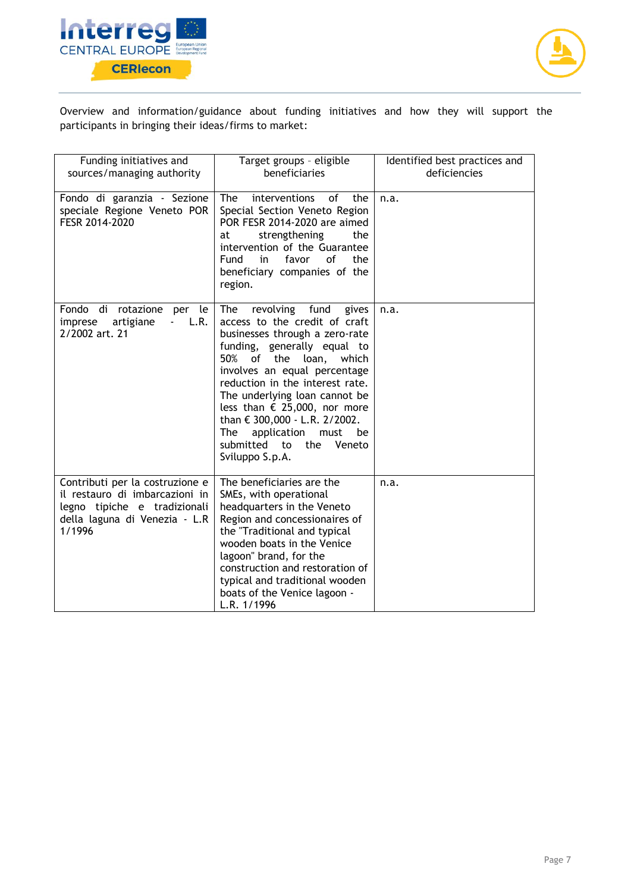Overview and information/guidance about funding initiatives and how they will support the participants in bringing their ideas/firms to market:

| Funding initiatives and sources/managing authority | Target groups - eligible beneficiaries | Identified best practices and deficiencies |
|---|---|---|
| Fondo di garanzia - Sezione speciale Regione Veneto POR FESR 2014-2020 | The interventions of the Special Section Veneto Region POR FESR 2014-2020 are aimed at strengthening the intervention of the Guarantee Fund in favor of the beneficiary companies of the region. | n.a. |
| Fondo di rotazione per le imprese artigiane - L.R. 2/2002 art. 21 | The revolving fund gives access to the credit of craft businesses through a zero-rate funding, generally equal to 50% of the loan, which involves an equal percentage reduction in the interest rate. The underlying loan cannot be less than € 25,000, nor more than € 300,000 - L.R. 2/2002. The application must be submitted to the Veneto Sviluppo S.p.A. | n.a. |
| Contributi per la costruzione e il restauro di imbarcazioni in legno tipiche e tradizionali della laguna di Venezia - L.R 1/1996 | The beneficiaries are the SMEs, with operational headquarters in the Veneto Region and concessionaires of the "Traditional and typical wooden boats in the Venice lagoon" brand, for the construction and restoration of typical and traditional wooden boats of the Venice lagoon - L.R. 1/1996 | n.a. |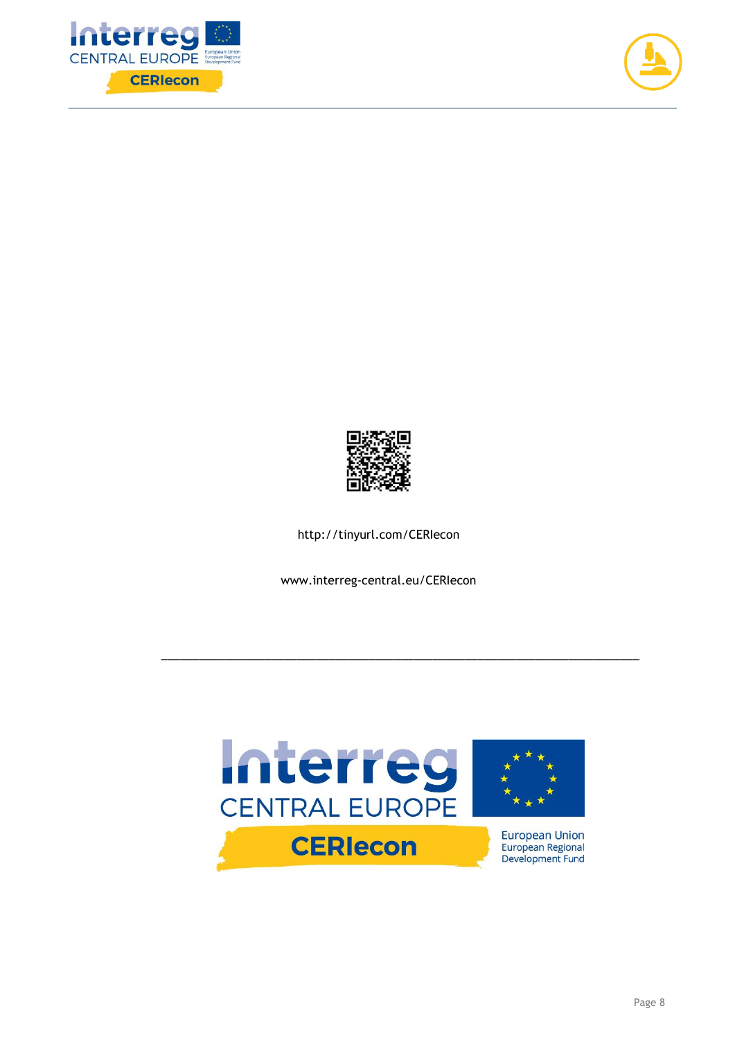http://tinyurl.com/CERIecon

www.interreg-central.eu/CERIecon

---